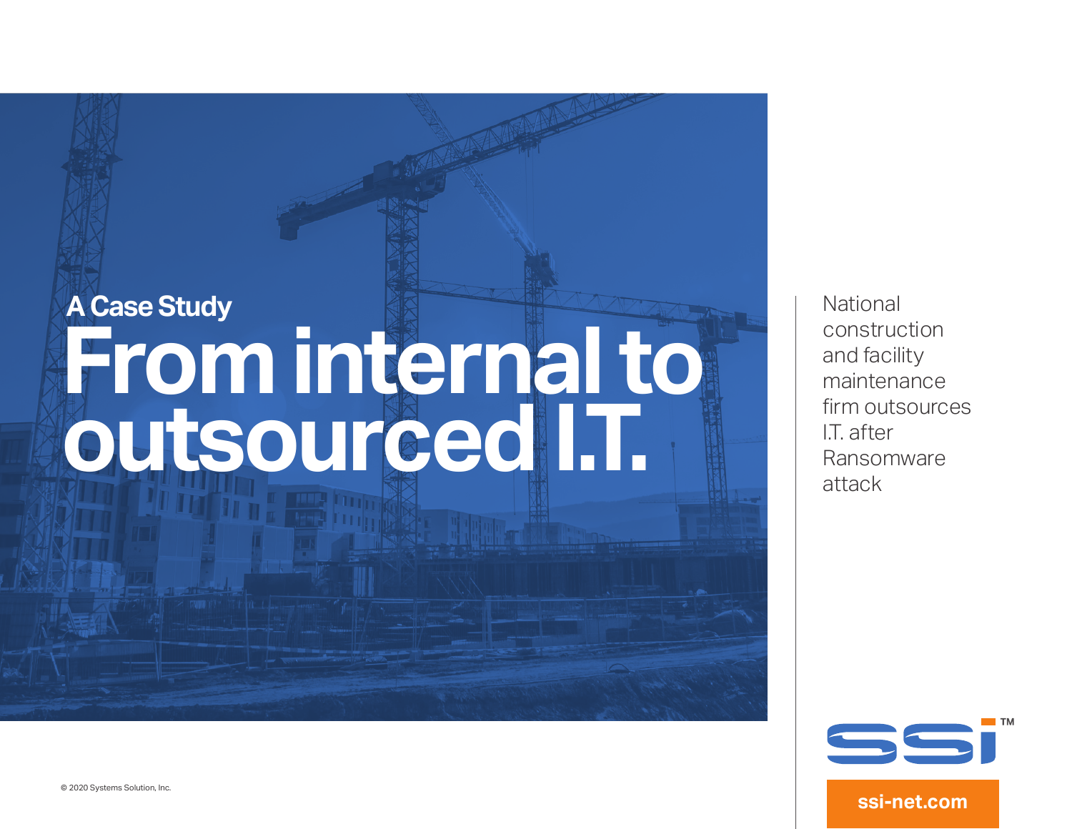A Case Study

# From internal to outsourced I.T.

National construction and facility maintenance firm outsources I.T. after Ransomware attack

ssi-net.com

© 2020 Systems Solution, Inc.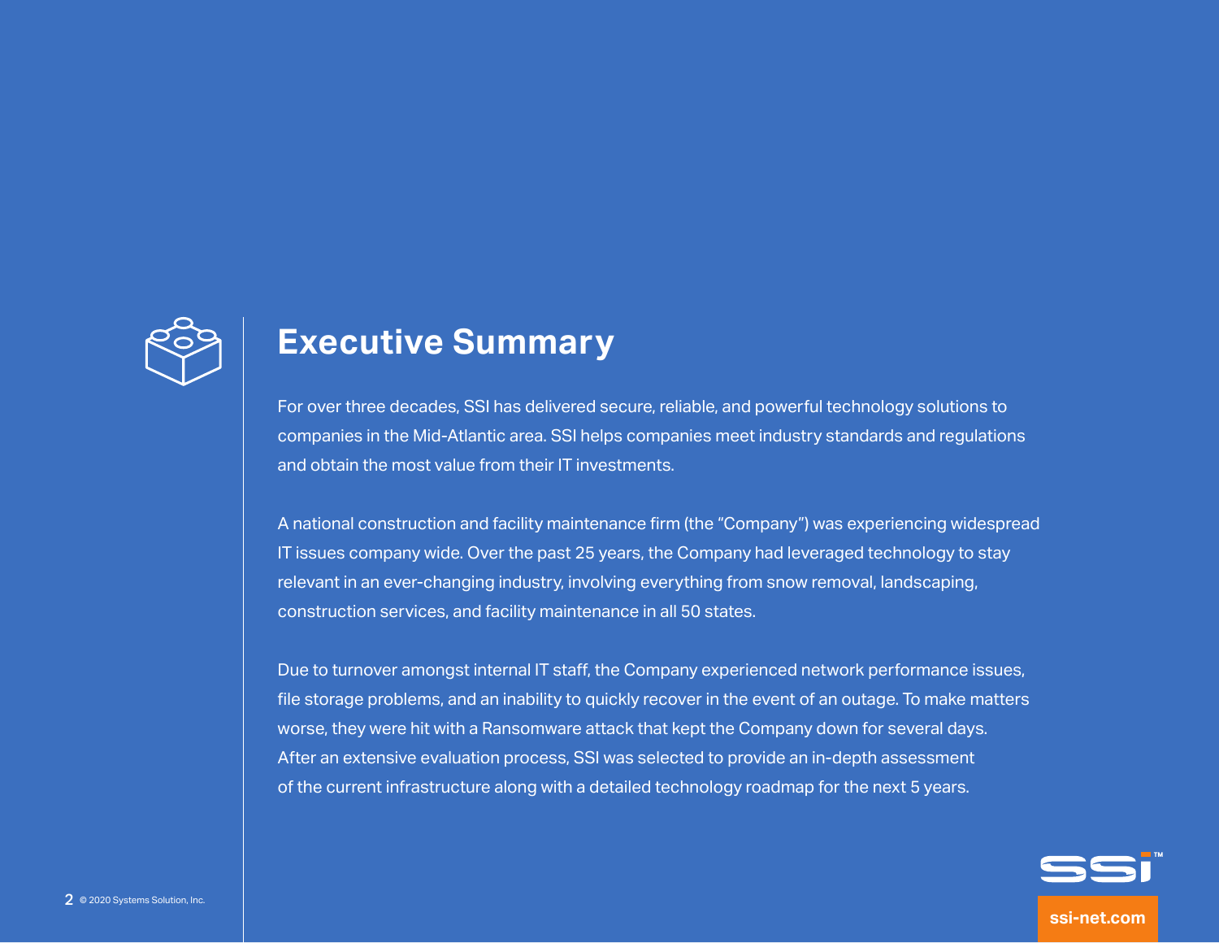# Executive Summary

For over three decades, SSI has delivered secure, reliable, and powerful technology solutions to companies in the Mid-Atlantic area. SSI helps companies meet industry standards and regulations and obtain the most value from their IT investments.

A national construction and facility maintenance firm (the "Company") was experiencing widespread IT issues company wide. Over the past 25 years, the Company had leveraged technology to stay relevant in an ever-changing industry, involving everything from snow removal, landscaping, construction services, and facility maintenance in all 50 states.

Due to turnover amongst internal IT staff, the Company experienced network performance issues, file storage problems, and an inability to quickly recover in the event of an outage. To make matters worse, they were hit with a Ransomware attack that kept the Company down for several days. After an extensive evaluation process, SSI was selected to provide an in-depth assessment of the current infrastructure along with a detailed technology roadmap for the next 5 years.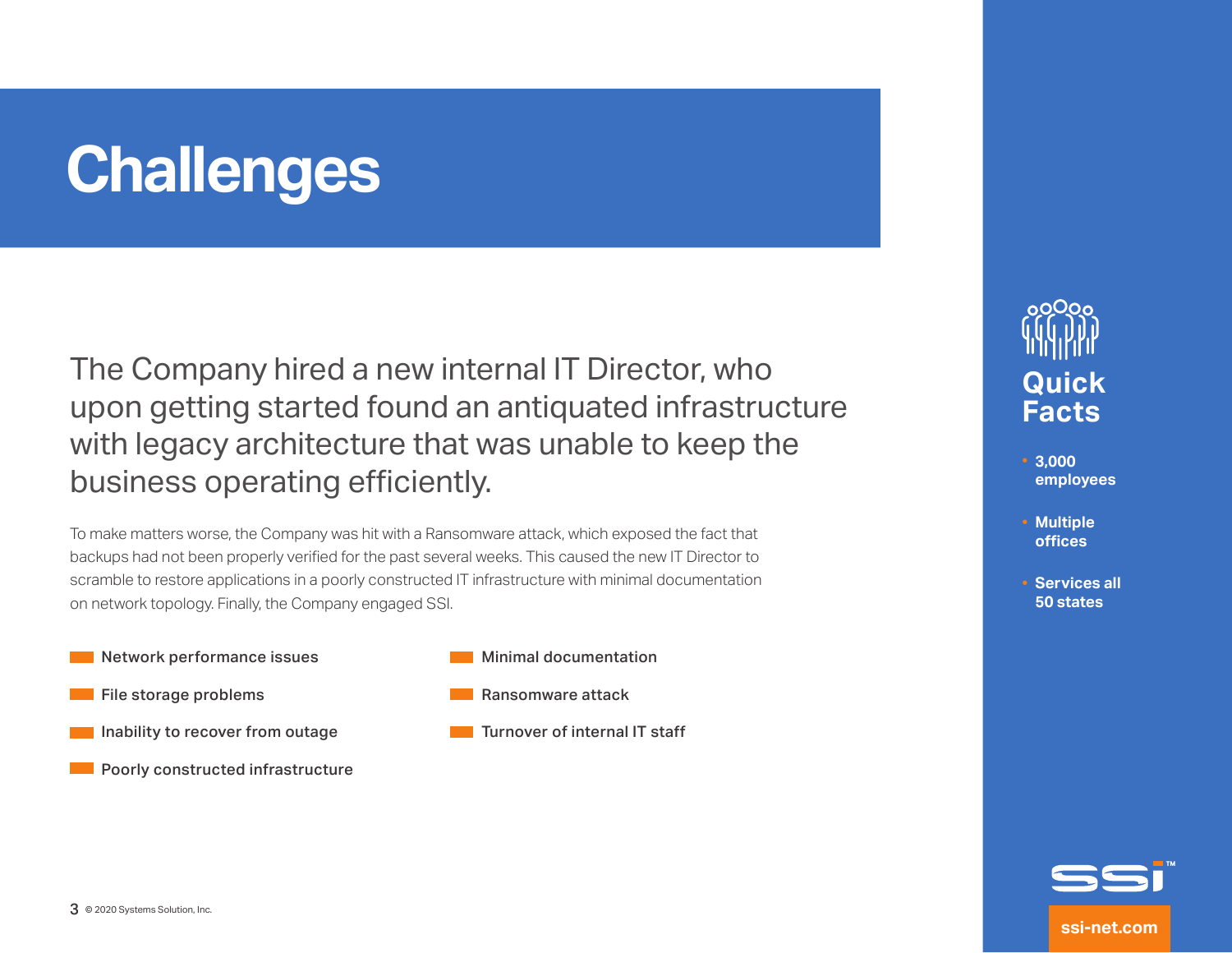# Challenges

## The Company hired a new internal IT Director, who upon getting started found an antiquated infrastructure with legacy architecture that was unable to keep the business operating efficiently.

To make matters worse, the Company was hit with a Ransomware attack, which exposed the fact that backups had not been properly verified for the past several weeks. This caused the new IT Director to scramble to restore applications in a poorly constructed IT infrastructure with minimal documentation on network topology. Finally, the Company engaged SSI.

- Network performance issues
- File storage problems
- Inability to recover from outage
- Poorly constructed infrastructure
- Minimal documentation
- Ransomware attack
- Turnover of internal IT staff

### Quick Facts

- **3,000 employees**
- **Multiple offices**
- **Services all 50 states**

© 2020 Systems Solution, Inc.

ssi-net.com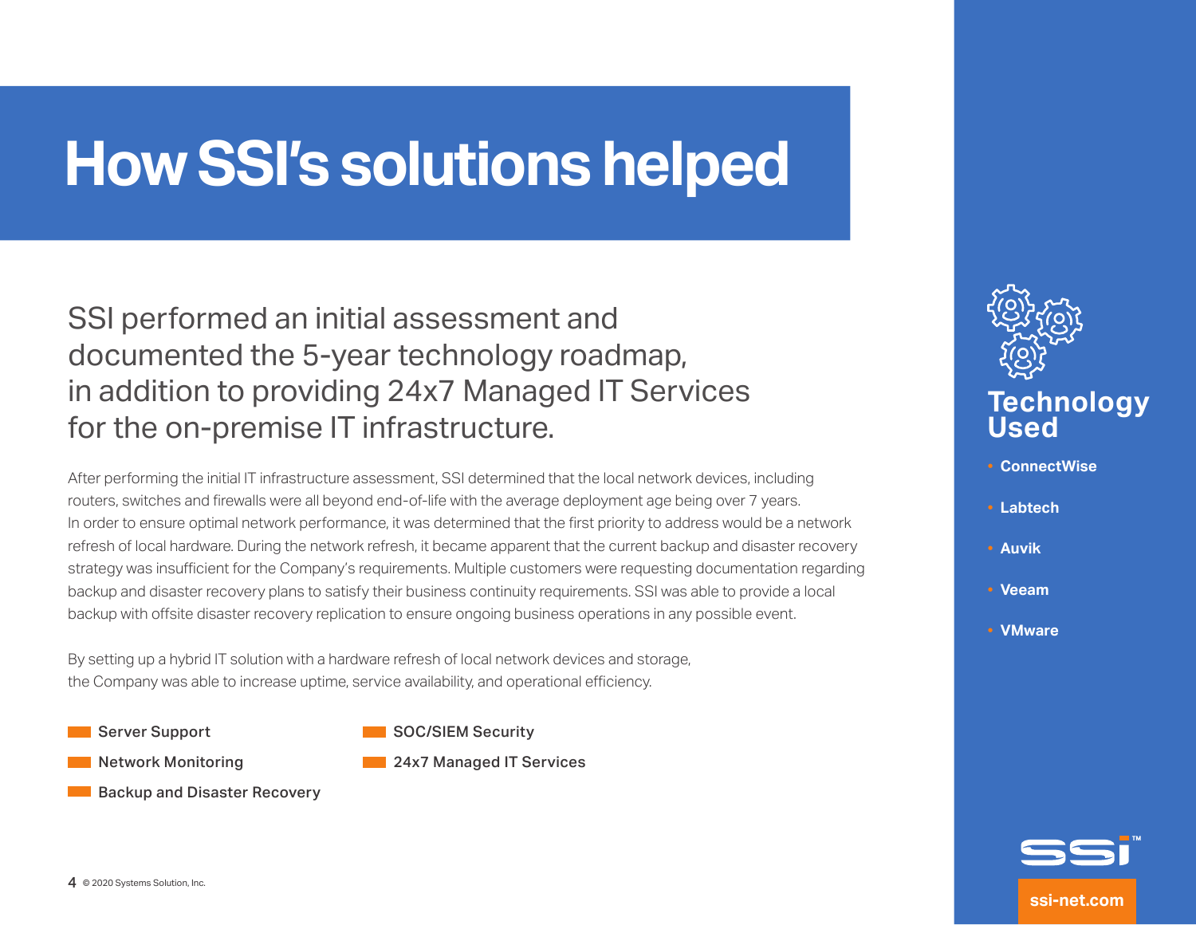# How SSI's solutions helped

## SSI performed an initial assessment and documented the 5-year technology roadmap, in addition to providing 24x7 Managed IT Services for the on-premise IT infrastructure.

After performing the initial IT infrastructure assessment, SSI determined that the local network devices, including routers, switches and firewalls were all beyond end-of-life with the average deployment age being over 7 years. In order to ensure optimal network performance, it was determined that the first priority to address would be a network refresh of local hardware. During the network refresh, it became apparent that the current backup and disaster recovery strategy was insufficient for the Company's requirements. Multiple customers were requesting documentation regarding backup and disaster recovery plans to satisfy their business continuity requirements. SSI was able to provide a local backup with offsite disaster recovery replication to ensure ongoing business operations in any possible event.

By setting up a hybrid IT solution with a hardware refresh of local network devices and storage, the Company was able to increase uptime, service availability, and operational efficiency.

- Server Support
- Network Monitoring
- Backup and Disaster Recovery
- SOC/SIEM Security
- 24x7 Managed IT Services

## Technology Used

- ConnectWise
- Labtech
- Auvik
- Veeam
- VMware

SSI™

ssi-net.com

© 2020 Systems Solution, Inc.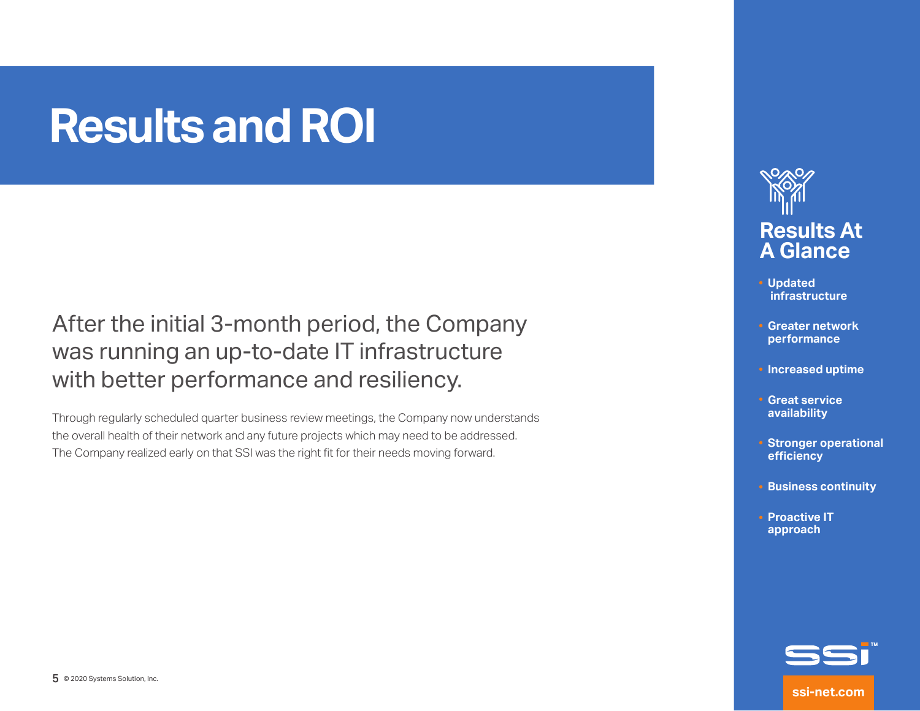# Results and ROI

After the initial 3-month period, the Company was running an up-to-date IT infrastructure with better performance and resiliency.

Through regularly scheduled quarter business review meetings, the Company now understands the overall health of their network and any future projects which may need to be addressed. The Company realized early on that SSI was the right fit for their needs moving forward.

## Results At A Glance

- **Updated infrastructure**
- **Greater network performance**
- **Increased uptime**
- **Great service availability**
- **Stronger operational efficiency**
- **Business continuity**
- **Proactive IT approach**

SSI™

ssi-net.com

© 2020 Systems Solution, Inc.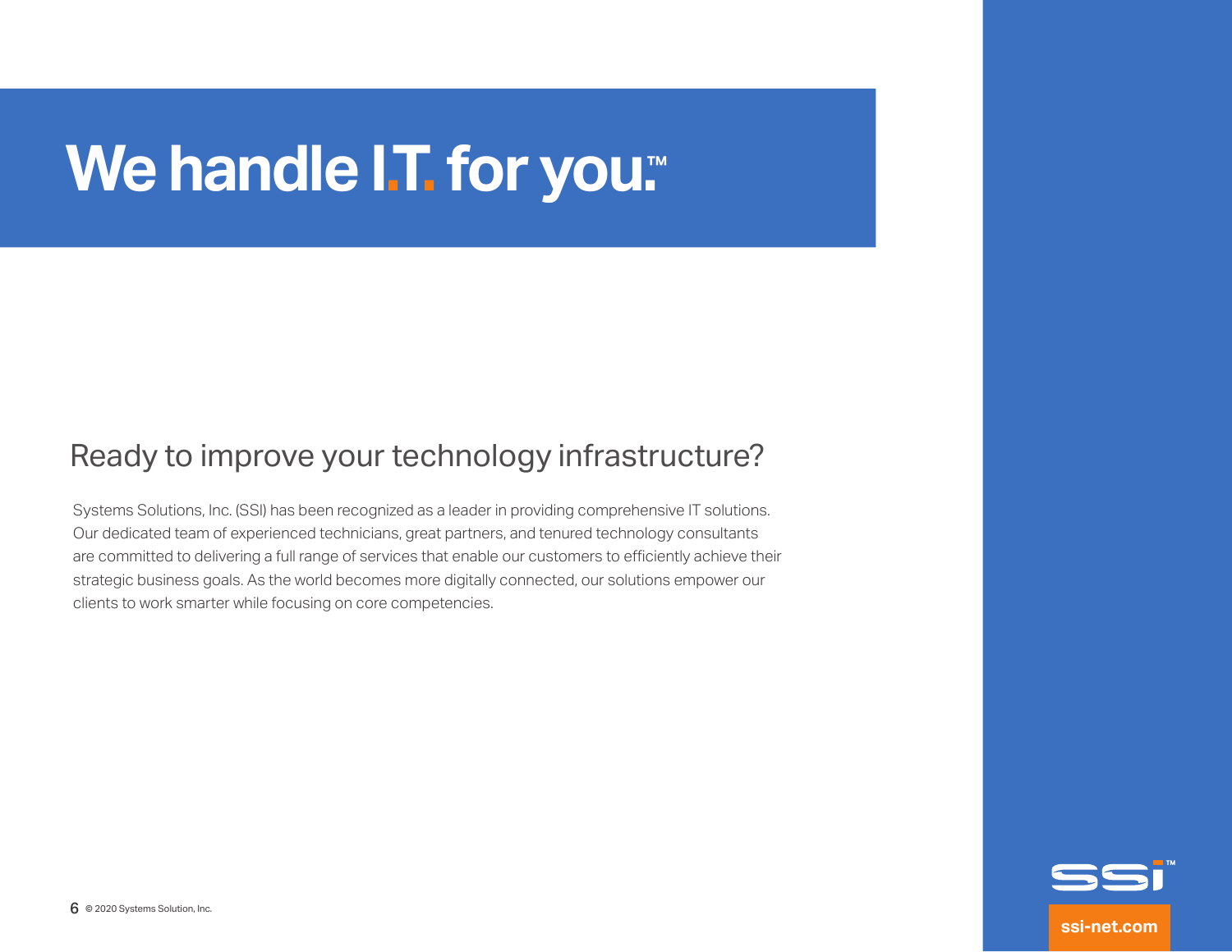# We handle I.T. for you.™

## Ready to improve your technology infrastructure?

Systems Solutions, Inc. (SSI) has been recognized as a leader in providing comprehensive IT solutions. Our dedicated team of experienced technicians, great partners, and tenured technology consultants are committed to delivering a full range of services that enable our customers to efficiently achieve their strategic business goals. As the world becomes more digitally connected, our solutions empower our clients to work smarter while focusing on core competencies.

© 2020 Systems Solution, Inc.

SSI™

ssi-net.com